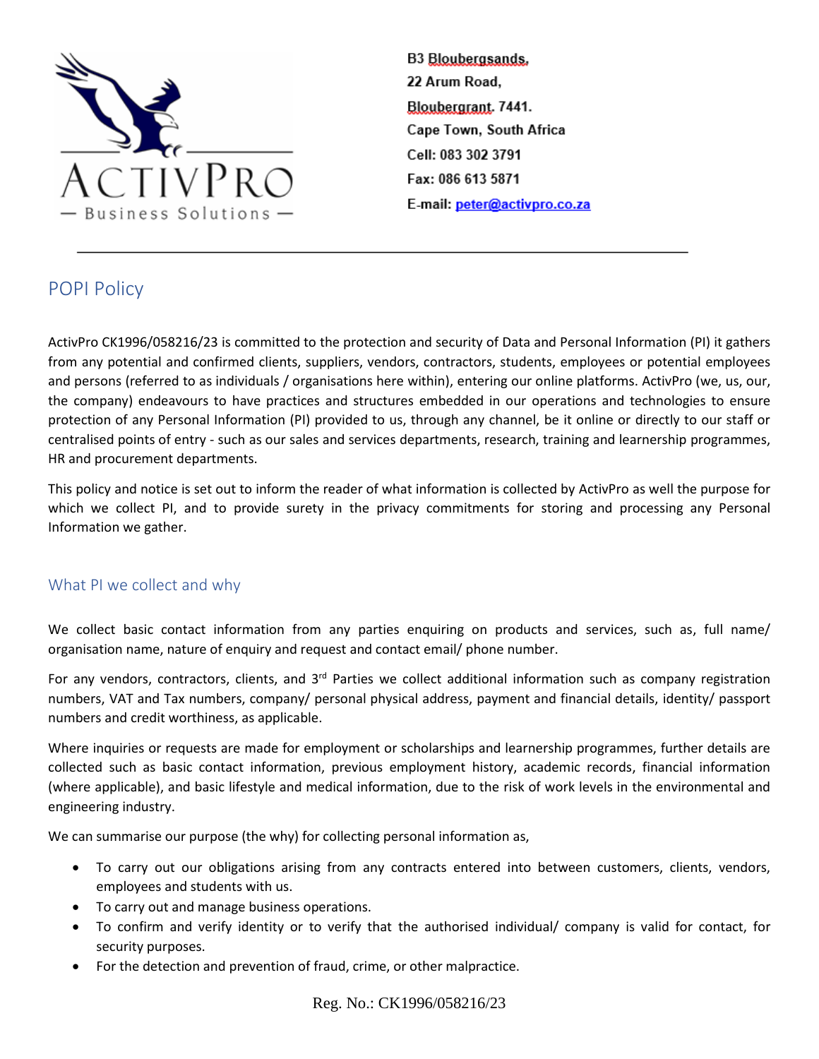ActivPro — Business Solutions

B3 Bloubergsands,
22 Arum Road,
Bloubergrant. 7441.
Cape Town, South Africa
Cell: 083 302 3791
Fax: 086 613 5871
E-mail: peter@activpro.co.za

---

# POPI Policy

ActivPro CK1996/058216/23 is committed to the protection and security of Data and Personal Information (PI) it gathers from any potential and confirmed clients, suppliers, vendors, contractors, students, employees or potential employees and persons (referred to as individuals / organisations here within), entering our online platforms. ActivPro (we, us, our, the company) endeavours to have practices and structures embedded in our operations and technologies to ensure protection of any Personal Information (PI) provided to us, through any channel, be it online or directly to our staff or centralised points of entry - such as our sales and services departments, research, training and learnership programmes, HR and procurement departments.

This policy and notice is set out to inform the reader of what information is collected by ActivPro as well the purpose for which we collect PI, and to provide surety in the privacy commitments for storing and processing any Personal Information we gather.

## What PI we collect and why

We collect basic contact information from any parties enquiring on products and services, such as, full name/ organisation name, nature of enquiry and request and contact email/ phone number.

For any vendors, contractors, clients, and 3rd Parties we collect additional information such as company registration numbers, VAT and Tax numbers, company/ personal physical address, payment and financial details, identity/ passport numbers and credit worthiness, as applicable.

Where inquiries or requests are made for employment or scholarships and learnership programmes, further details are collected such as basic contact information, previous employment history, academic records, financial information (where applicable), and basic lifestyle and medical information, due to the risk of work levels in the environmental and engineering industry.

We can summarise our purpose (the why) for collecting personal information as,

- To carry out our obligations arising from any contracts entered into between customers, clients, vendors, employees and students with us.
- To carry out and manage business operations.
- To confirm and verify identity or to verify that the authorised individual/ company is valid for contact, for security purposes.
- For the detection and prevention of fraud, crime, or other malpractice.

Reg. No.: CK1996/058216/23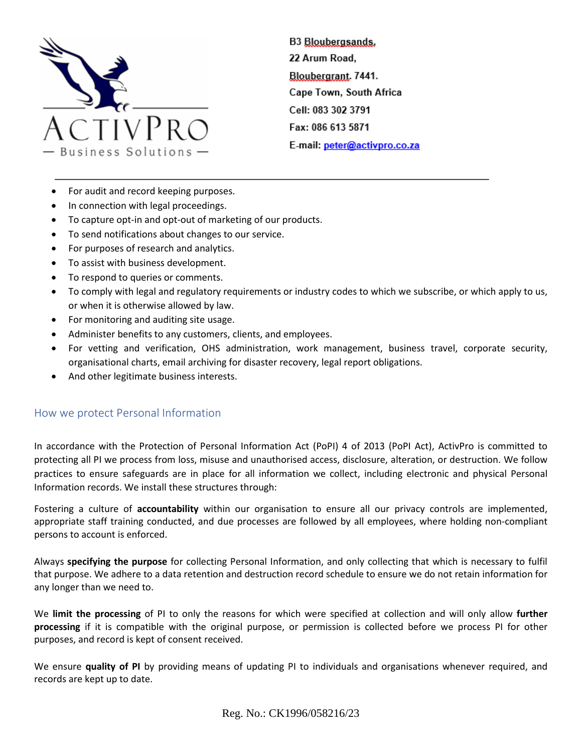- For audit and record keeping purposes.
- In connection with legal proceedings.
- To capture opt-in and opt-out of marketing of our products.
- To send notifications about changes to our service.
- For purposes of research and analytics.
- To assist with business development.
- To respond to queries or comments.
- To comply with legal and regulatory requirements or industry codes to which we subscribe, or which apply to us, or when it is otherwise allowed by law.
- For monitoring and auditing site usage.
- Administer benefits to any customers, clients, and employees.
- For vetting and verification, OHS administration, work management, business travel, corporate security, organisational charts, email archiving for disaster recovery, legal report obligations.
- And other legitimate business interests.

## How we protect Personal Information

In accordance with the Protection of Personal Information Act (PoPI) 4 of 2013 (PoPI Act), ActivPro is committed to protecting all PI we process from loss, misuse and unauthorised access, disclosure, alteration, or destruction. We follow practices to ensure safeguards are in place for all information we collect, including electronic and physical Personal Information records. We install these structures through:

Fostering a culture of **accountability** within our organisation to ensure all our privacy controls are implemented, appropriate staff training conducted, and due processes are followed by all employees, where holding non-compliant persons to account is enforced.

Always **specifying the purpose** for collecting Personal Information, and only collecting that which is necessary to fulfil that purpose. We adhere to a data retention and destruction record schedule to ensure we do not retain information for any longer than we need to.

We **limit the processing** of PI to only the reasons for which were specified at collection and will only allow **further processing** if it is compatible with the original purpose, or permission is collected before we process PI for other purposes, and record is kept of consent received.

We ensure **quality of PI** by providing means of updating PI to individuals and organisations whenever required, and records are kept up to date.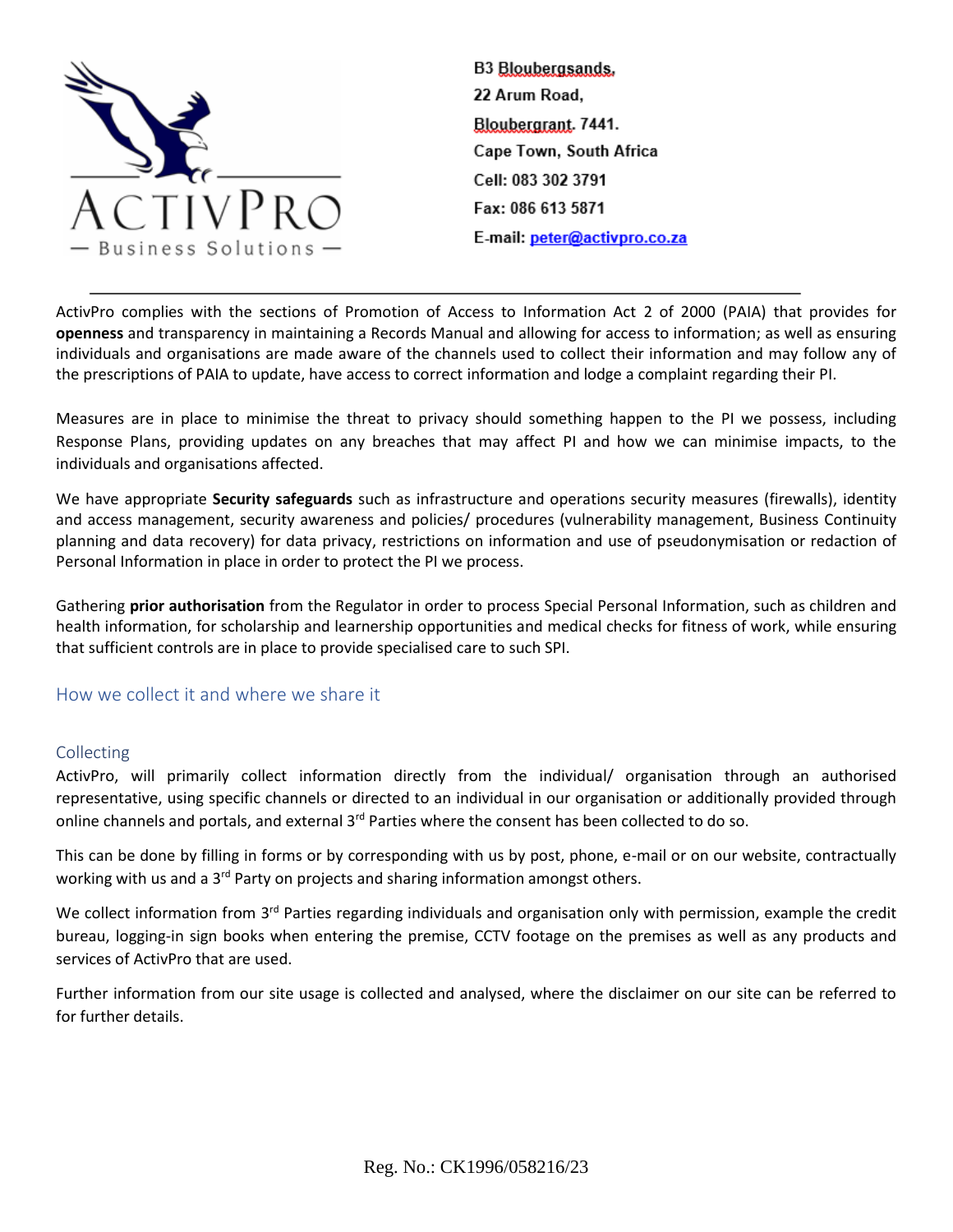B3 Bloubergsands,
22 Arum Road,
Bloubergrant. 7441.
Cape Town, South Africa
Cell: 083 302 3791
Fax: 086 613 5871
E-mail: peter@activpro.co.za

ActivPro complies with the sections of Promotion of Access to Information Act 2 of 2000 (PAIA) that provides for **openness** and transparency in maintaining a Records Manual and allowing for access to information; as well as ensuring individuals and organisations are made aware of the channels used to collect their information and may follow any of the prescriptions of PAIA to update, have access to correct information and lodge a complaint regarding their PI.

Measures are in place to minimise the threat to privacy should something happen to the PI we possess, including Response Plans, providing updates on any breaches that may affect PI and how we can minimise impacts, to the individuals and organisations affected.

We have appropriate **Security safeguards** such as infrastructure and operations security measures (firewalls), identity and access management, security awareness and policies/ procedures (vulnerability management, Business Continuity planning and data recovery) for data privacy, restrictions on information and use of pseudonymisation or redaction of Personal Information in place in order to protect the PI we process.

Gathering **prior authorisation** from the Regulator in order to process Special Personal Information, such as children and health information, for scholarship and learnership opportunities and medical checks for fitness of work, while ensuring that sufficient controls are in place to provide specialised care to such SPI.

## How we collect it and where we share it

### Collecting

ActivPro, will primarily collect information directly from the individual/ organisation through an authorised representative, using specific channels or directed to an individual in our organisation or additionally provided through online channels and portals, and external 3rd Parties where the consent has been collected to do so.

This can be done by filling in forms or by corresponding with us by post, phone, e-mail or on our website, contractually working with us and a 3rd Party on projects and sharing information amongst others.

We collect information from 3rd Parties regarding individuals and organisation only with permission, example the credit bureau, logging-in sign books when entering the premise, CCTV footage on the premises as well as any products and services of ActivPro that are used.

Further information from our site usage is collected and analysed, where the disclaimer on our site can be referred to for further details.

Reg. No.: CK1996/058216/23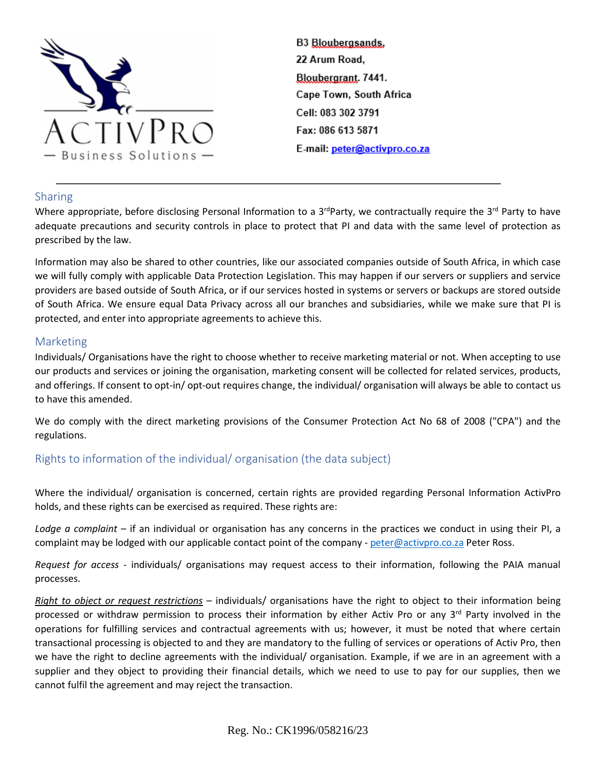B3 Bloubergsands,
22 Arum Road,
Bloubergrant. 7441.
Cape Town, South Africa
Cell: 083 302 3791
Fax: 086 613 5871
E-mail: peter@activpro.co.za

## Sharing

Where appropriate, before disclosing Personal Information to a 3rdParty, we contractually require the 3rd Party to have adequate precautions and security controls in place to protect that PI and data with the same level of protection as prescribed by the law.

Information may also be shared to other countries, like our associated companies outside of South Africa, in which case we will fully comply with applicable Data Protection Legislation. This may happen if our servers or suppliers and service providers are based outside of South Africa, or if our services hosted in systems or servers or backups are stored outside of South Africa. We ensure equal Data Privacy across all our branches and subsidiaries, while we make sure that PI is protected, and enter into appropriate agreements to achieve this.

## Marketing

Individuals/ Organisations have the right to choose whether to receive marketing material or not. When accepting to use our products and services or joining the organisation, marketing consent will be collected for related services, products, and offerings. If consent to opt-in/ opt-out requires change, the individual/ organisation will always be able to contact us to have this amended.

We do comply with the direct marketing provisions of the Consumer Protection Act No 68 of 2008 ("CPA") and the regulations.

## Rights to information of the individual/ organisation (the data subject)

Where the individual/ organisation is concerned, certain rights are provided regarding Personal Information ActivPro holds, and these rights can be exercised as required. These rights are:

*Lodge a complaint* – if an individual or organisation has any concerns in the practices we conduct in using their PI, a complaint may be lodged with our applicable contact point of the company - peter@activpro.co.za Peter Ross.

*Request for access* - individuals/ organisations may request access to their information, following the PAIA manual processes.

*Right to object or request restrictions* – individuals/ organisations have the right to object to their information being processed or withdraw permission to process their information by either Activ Pro or any 3rd Party involved in the operations for fulfilling services and contractual agreements with us; however, it must be noted that where certain transactional processing is objected to and they are mandatory to the fulling of services or operations of Activ Pro, then we have the right to decline agreements with the individual/ organisation. Example, if we are in an agreement with a supplier and they object to providing their financial details, which we need to use to pay for our supplies, then we cannot fulfil the agreement and may reject the transaction.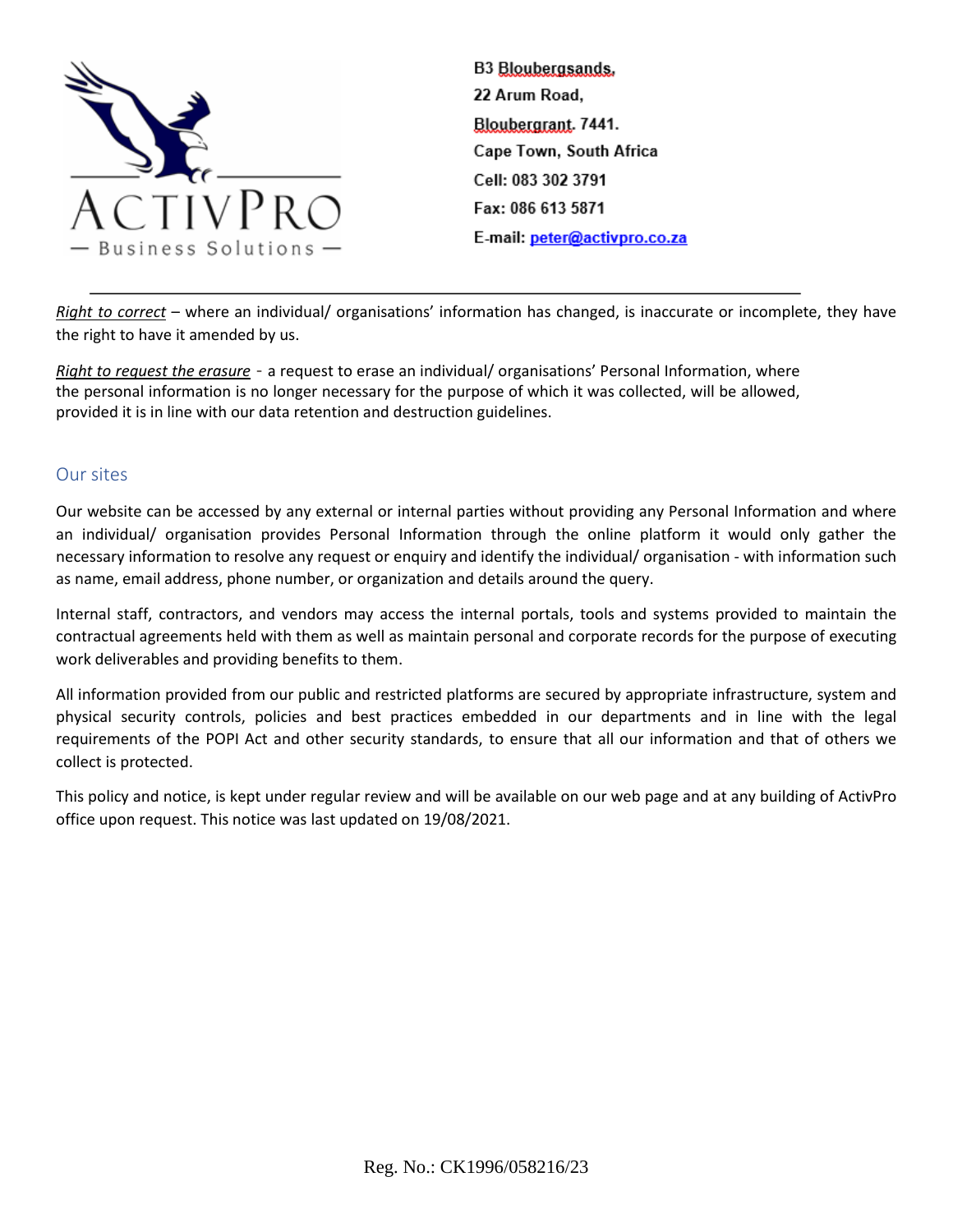*Right to correct* – where an individual/ organisations' information has changed, is inaccurate or incomplete, they have the right to have it amended by us.

*Right to request the erasure* - a request to erase an individual/ organisations' Personal Information, where the personal information is no longer necessary for the purpose of which it was collected, will be allowed, provided it is in line with our data retention and destruction guidelines.

## Our sites

Our website can be accessed by any external or internal parties without providing any Personal Information and where an individual/ organisation provides Personal Information through the online platform it would only gather the necessary information to resolve any request or enquiry and identify the individual/ organisation - with information such as name, email address, phone number, or organization and details around the query.

Internal staff, contractors, and vendors may access the internal portals, tools and systems provided to maintain the contractual agreements held with them as well as maintain personal and corporate records for the purpose of executing work deliverables and providing benefits to them.

All information provided from our public and restricted platforms are secured by appropriate infrastructure, system and physical security controls, policies and best practices embedded in our departments and in line with the legal requirements of the POPI Act and other security standards, to ensure that all our information and that of others we collect is protected.

This policy and notice, is kept under regular review and will be available on our web page and at any building of ActivPro office upon request. This notice was last updated on 19/08/2021.